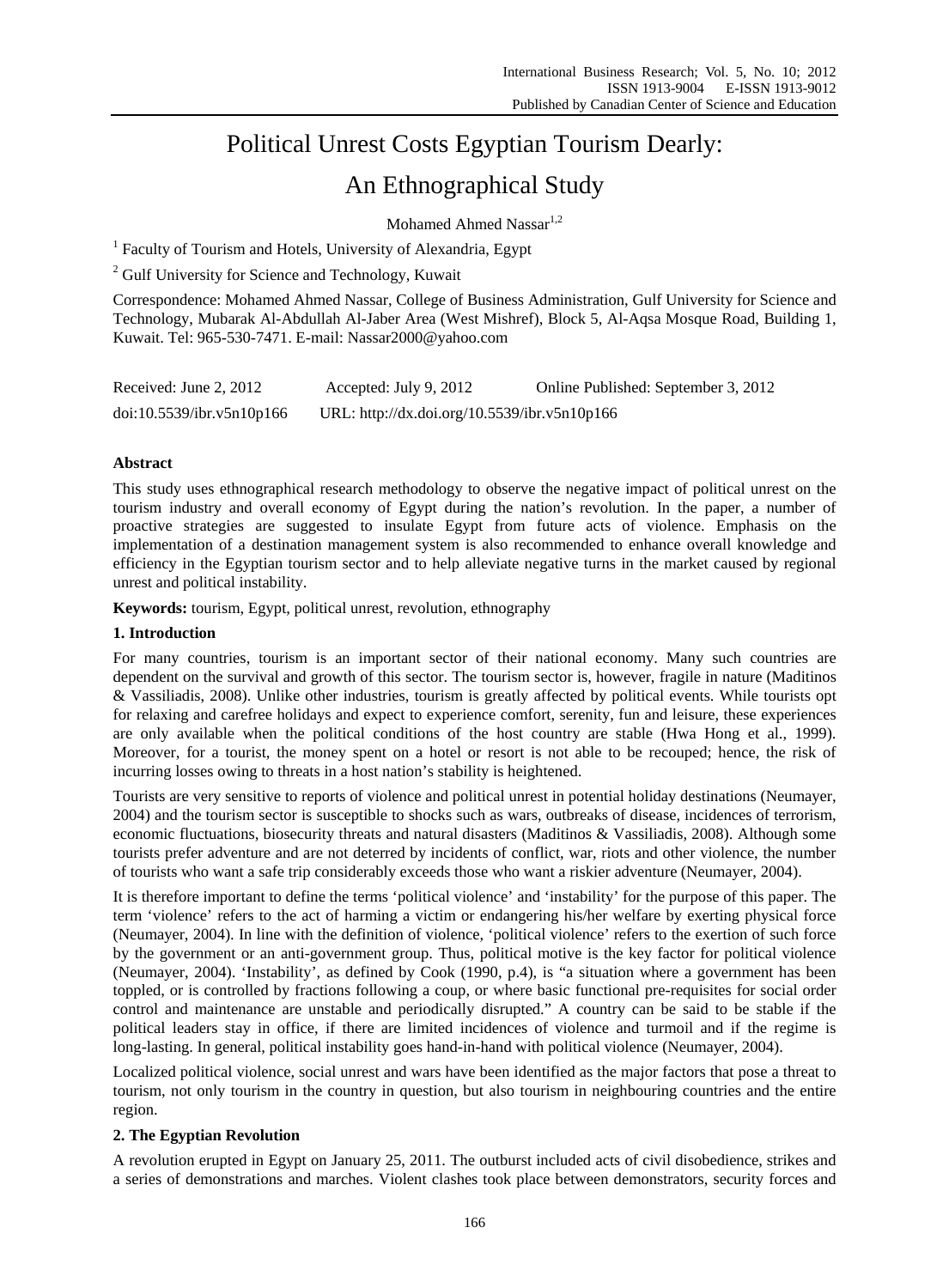# Political Unrest Costs Egyptian Tourism Dearly: An Ethnographical Study

Mohamed Ahmed Nassar[1,2]

[1] Faculty of Tourism and Hotels, University of Alexandria, Egypt

[2] Gulf University for Science and Technology, Kuwait

Correspondence: Mohamed Ahmed Nassar, College of Business Administration, Gulf University for Science and Technology, Mubarak Al-Abdullah Al-Jaber Area (West Mishref), Block 5, Al-Aqsa Mosque Road, Building 1, Kuwait. Tel: 965-530-7471. E-mail: Nassar2000@yahoo.com

Received: June 2, 2012 Accepted: July 9, 2012 Online Published: September 3, 2012

doi:10.5539/ibr.v5n10p166 URL: http://dx.doi.org/10.5539/ibr.v5n10p166

## Abstract

This study uses ethnographical research methodology to observe the negative impact of political unrest on the tourism industry and overall economy of Egypt during the nation's revolution. In the paper, a number of proactive strategies are suggested to insulate Egypt from future acts of violence. Emphasis on the implementation of a destination management system is also recommended to enhance overall knowledge and efficiency in the Egyptian tourism sector and to help alleviate negative turns in the market caused by regional unrest and political instability.

**Keywords:** tourism, Egypt, political unrest, revolution, ethnography

## 1. Introduction

For many countries, tourism is an important sector of their national economy. Many such countries are dependent on the survival and growth of this sector. The tourism sector is, however, fragile in nature (Maditinos & Vassiliadis, 2008). Unlike other industries, tourism is greatly affected by political events. While tourists opt for relaxing and carefree holidays and expect to experience comfort, serenity, fun and leisure, these experiences are only available when the political conditions of the host country are stable (Hwa Hong et al., 1999). Moreover, for a tourist, the money spent on a hotel or resort is not able to be recouped; hence, the risk of incurring losses owing to threats in a host nation's stability is heightened.

Tourists are very sensitive to reports of violence and political unrest in potential holiday destinations (Neumayer, 2004) and the tourism sector is susceptible to shocks such as wars, outbreaks of disease, incidences of terrorism, economic fluctuations, biosecurity threats and natural disasters (Maditinos & Vassiliadis, 2008). Although some tourists prefer adventure and are not deterred by incidents of conflict, war, riots and other violence, the number of tourists who want a safe trip considerably exceeds those who want a riskier adventure (Neumayer, 2004).

It is therefore important to define the terms 'political violence' and 'instability' for the purpose of this paper. The term 'violence' refers to the act of harming a victim or endangering his/her welfare by exerting physical force (Neumayer, 2004). In line with the definition of violence, 'political violence' refers to the exertion of such force by the government or an anti-government group. Thus, political motive is the key factor for political violence (Neumayer, 2004). 'Instability', as defined by Cook (1990, p.4), is "a situation where a government has been toppled, or is controlled by fractions following a coup, or where basic functional pre-requisites for social order control and maintenance are unstable and periodically disrupted." A country can be said to be stable if the political leaders stay in office, if there are limited incidences of violence and turmoil and if the regime is long-lasting. In general, political instability goes hand-in-hand with political violence (Neumayer, 2004).

Localized political violence, social unrest and wars have been identified as the major factors that pose a threat to tourism, not only tourism in the country in question, but also tourism in neighbouring countries and the entire region.

## 2. The Egyptian Revolution

A revolution erupted in Egypt on January 25, 2011. The outburst included acts of civil disobedience, strikes and a series of demonstrations and marches. Violent clashes took place between demonstrators, security forces and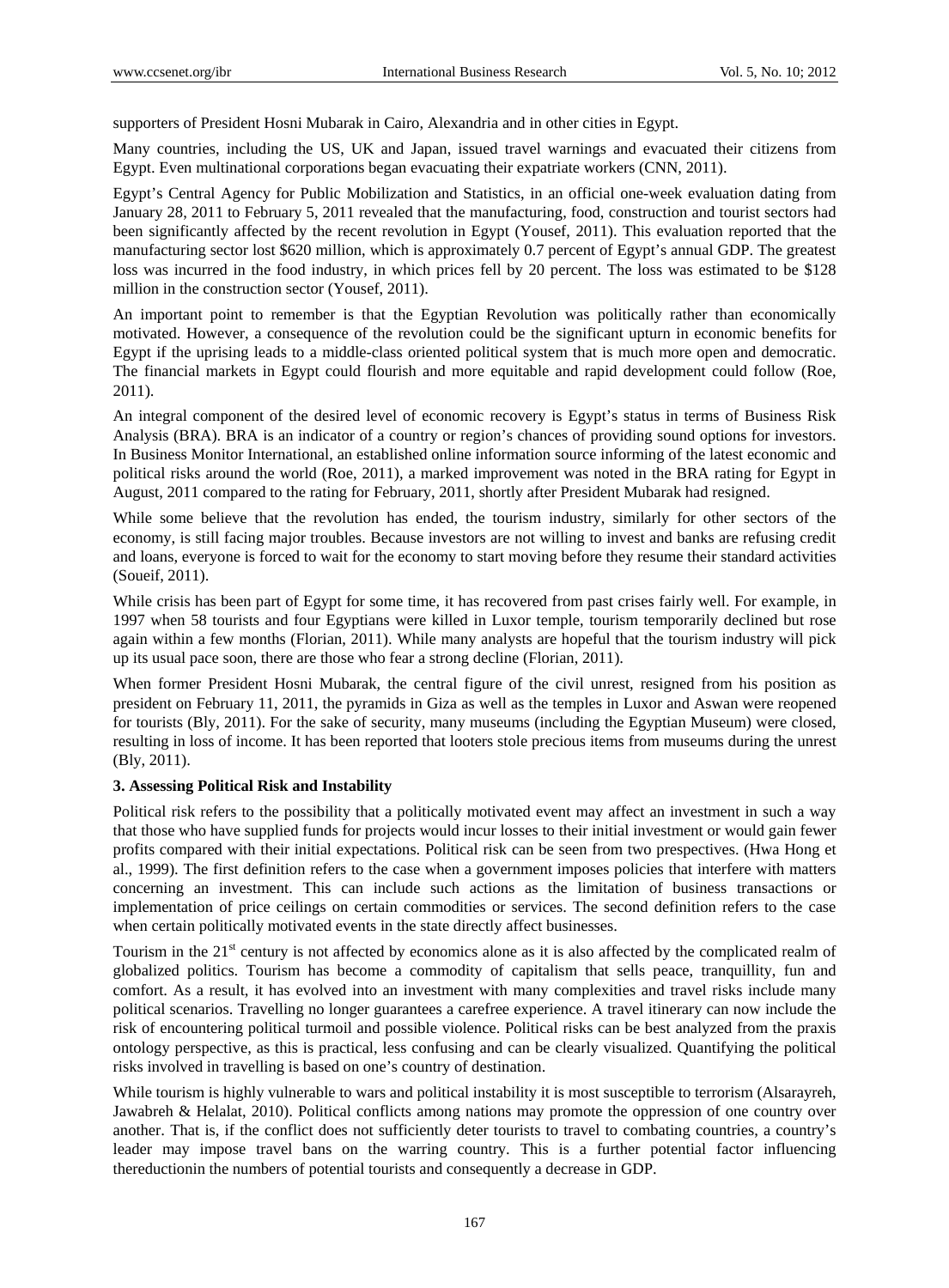supporters of President Hosni Mubarak in Cairo, Alexandria and in other cities in Egypt.

Many countries, including the US, UK and Japan, issued travel warnings and evacuated their citizens from Egypt. Even multinational corporations began evacuating their expatriate workers (CNN, 2011).

Egypt's Central Agency for Public Mobilization and Statistics, in an official one-week evaluation dating from January 28, 2011 to February 5, 2011 revealed that the manufacturing, food, construction and tourist sectors had been significantly affected by the recent revolution in Egypt (Yousef, 2011). This evaluation reported that the manufacturing sector lost $620 million, which is approximately 0.7 percent of Egypt's annual GDP. The greatest loss was incurred in the food industry, in which prices fell by 20 percent. The loss was estimated to be $128 million in the construction sector (Yousef, 2011).

An important point to remember is that the Egyptian Revolution was politically rather than economically motivated. However, a consequence of the revolution could be the significant upturn in economic benefits for Egypt if the uprising leads to a middle-class oriented political system that is much more open and democratic. The financial markets in Egypt could flourish and more equitable and rapid development could follow (Roe, 2011).

An integral component of the desired level of economic recovery is Egypt's status in terms of Business Risk Analysis (BRA). BRA is an indicator of a country or region's chances of providing sound options for investors. In Business Monitor International, an established online information source informing of the latest economic and political risks around the world (Roe, 2011), a marked improvement was noted in the BRA rating for Egypt in August, 2011 compared to the rating for February, 2011, shortly after President Mubarak had resigned.

While some believe that the revolution has ended, the tourism industry, similarly for other sectors of the economy, is still facing major troubles. Because investors are not willing to invest and banks are refusing credit and loans, everyone is forced to wait for the economy to start moving before they resume their standard activities (Soueif, 2011).

While crisis has been part of Egypt for some time, it has recovered from past crises fairly well. For example, in 1997 when 58 tourists and four Egyptians were killed in Luxor temple, tourism temporarily declined but rose again within a few months (Florian, 2011). While many analysts are hopeful that the tourism industry will pick up its usual pace soon, there are those who fear a strong decline (Florian, 2011).

When former President Hosni Mubarak, the central figure of the civil unrest, resigned from his position as president on February 11, 2011, the pyramids in Giza as well as the temples in Luxor and Aswan were reopened for tourists (Bly, 2011). For the sake of security, many museums (including the Egyptian Museum) were closed, resulting in loss of income. It has been reported that looters stole precious items from museums during the unrest (Bly, 2011).

### 3. Assessing Political Risk and Instability

Political risk refers to the possibility that a politically motivated event may affect an investment in such a way that those who have supplied funds for projects would incur losses to their initial investment or would gain fewer profits compared with their initial expectations. Political risk can be seen from two prespectives. (Hwa Hong et al., 1999). The first definition refers to the case when a government imposes policies that interfere with matters concerning an investment. This can include such actions as the limitation of business transactions or implementation of price ceilings on certain commodities or services. The second definition refers to the case when certain politically motivated events in the state directly affect businesses.

Tourism in the 21st century is not affected by economics alone as it is also affected by the complicated realm of globalized politics. Tourism has become a commodity of capitalism that sells peace, tranquillity, fun and comfort. As a result, it has evolved into an investment with many complexities and travel risks include many political scenarios. Travelling no longer guarantees a carefree experience. A travel itinerary can now include the risk of encountering political turmoil and possible violence. Political risks can be best analyzed from the praxis ontology perspective, as this is practical, less confusing and can be clearly visualized. Quantifying the political risks involved in travelling is based on one's country of destination.

While tourism is highly vulnerable to wars and political instability it is most susceptible to terrorism (Alsarayreh, Jawabreh & Helalat, 2010). Political conflicts among nations may promote the oppression of one country over another. That is, if the conflict does not sufficiently deter tourists to travel to combating countries, a country's leader may impose travel bans on the warring country. This is a further potential factor influencing thereductionin the numbers of potential tourists and consequently a decrease in GDP.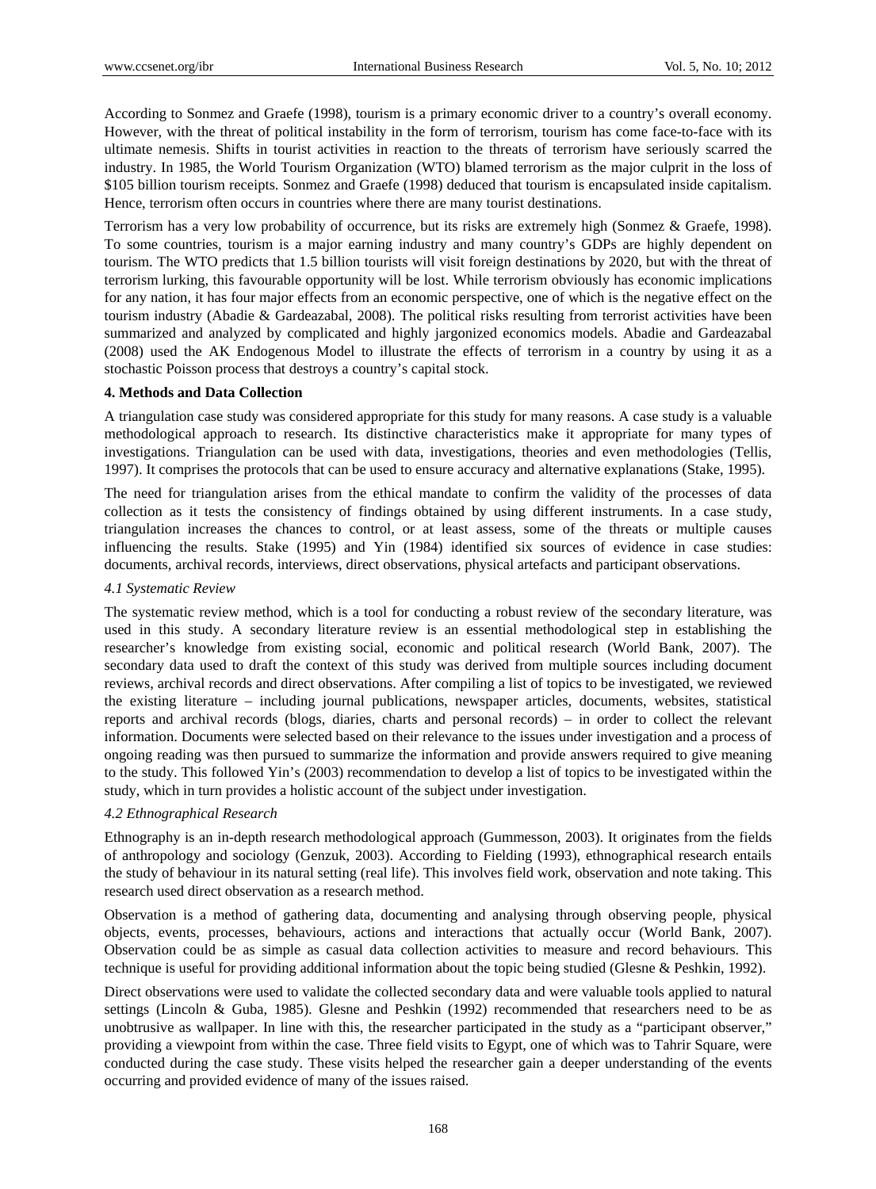According to Sonmez and Graefe (1998), tourism is a primary economic driver to a country's overall economy. However, with the threat of political instability in the form of terrorism, tourism has come face-to-face with its ultimate nemesis. Shifts in tourist activities in reaction to the threats of terrorism have seriously scarred the industry. In 1985, the World Tourism Organization (WTO) blamed terrorism as the major culprit in the loss of $105 billion tourism receipts. Sonmez and Graefe (1998) deduced that tourism is encapsulated inside capitalism. Hence, terrorism often occurs in countries where there are many tourist destinations.

Terrorism has a very low probability of occurrence, but its risks are extremely high (Sonmez & Graefe, 1998). To some countries, tourism is a major earning industry and many country's GDPs are highly dependent on tourism. The WTO predicts that 1.5 billion tourists will visit foreign destinations by 2020, but with the threat of terrorism lurking, this favourable opportunity will be lost. While terrorism obviously has economic implications for any nation, it has four major effects from an economic perspective, one of which is the negative effect on the tourism industry (Abadie & Gardeazabal, 2008). The political risks resulting from terrorist activities have been summarized and analyzed by complicated and highly jargonized economics models. Abadie and Gardeazabal (2008) used the AK Endogenous Model to illustrate the effects of terrorism in a country by using it as a stochastic Poisson process that destroys a country's capital stock.

**4. Methods and Data Collection**

A triangulation case study was considered appropriate for this study for many reasons. A case study is a valuable methodological approach to research. Its distinctive characteristics make it appropriate for many types of investigations. Triangulation can be used with data, investigations, theories and even methodologies (Tellis, 1997). It comprises the protocols that can be used to ensure accuracy and alternative explanations (Stake, 1995).

The need for triangulation arises from the ethical mandate to confirm the validity of the processes of data collection as it tests the consistency of findings obtained by using different instruments. In a case study, triangulation increases the chances to control, or at least assess, some of the threats or multiple causes influencing the results. Stake (1995) and Yin (1984) identified six sources of evidence in case studies: documents, archival records, interviews, direct observations, physical artefacts and participant observations.

*4.1 Systematic Review*

The systematic review method, which is a tool for conducting a robust review of the secondary literature, was used in this study. A secondary literature review is an essential methodological step in establishing the researcher's knowledge from existing social, economic and political research (World Bank, 2007). The secondary data used to draft the context of this study was derived from multiple sources including document reviews, archival records and direct observations. After compiling a list of topics to be investigated, we reviewed the existing literature – including journal publications, newspaper articles, documents, websites, statistical reports and archival records (blogs, diaries, charts and personal records) – in order to collect the relevant information. Documents were selected based on their relevance to the issues under investigation and a process of ongoing reading was then pursued to summarize the information and provide answers required to give meaning to the study. This followed Yin's (2003) recommendation to develop a list of topics to be investigated within the study, which in turn provides a holistic account of the subject under investigation.

*4.2 Ethnographical Research*

Ethnography is an in-depth research methodological approach (Gummesson, 2003). It originates from the fields of anthropology and sociology (Genzuk, 2003). According to Fielding (1993), ethnographical research entails the study of behaviour in its natural setting (real life). This involves field work, observation and note taking. This research used direct observation as a research method.

Observation is a method of gathering data, documenting and analysing through observing people, physical objects, events, processes, behaviours, actions and interactions that actually occur (World Bank, 2007). Observation could be as simple as casual data collection activities to measure and record behaviours. This technique is useful for providing additional information about the topic being studied (Glesne & Peshkin, 1992).

Direct observations were used to validate the collected secondary data and were valuable tools applied to natural settings (Lincoln & Guba, 1985). Glesne and Peshkin (1992) recommended that researchers need to be as unobtrusive as wallpaper. In line with this, the researcher participated in the study as a "participant observer," providing a viewpoint from within the case. Three field visits to Egypt, one of which was to Tahrir Square, were conducted during the case study. These visits helped the researcher gain a deeper understanding of the events occurring and provided evidence of many of the issues raised.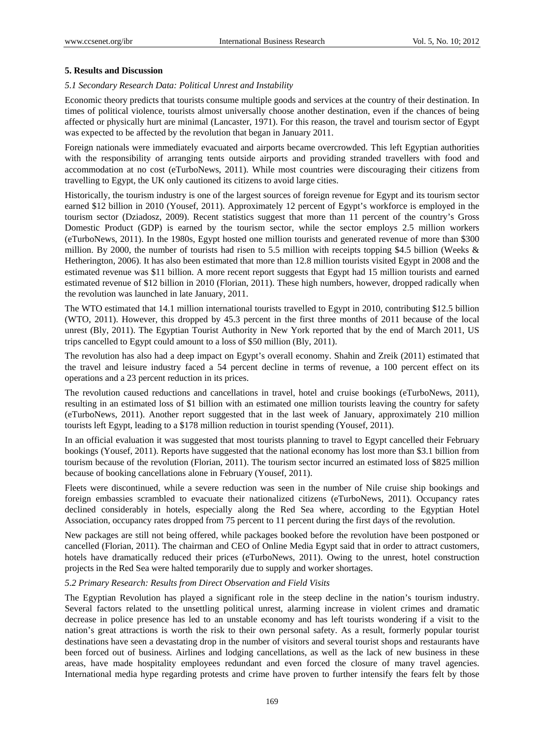## 5. Results and Discussion

### *5.1 Secondary Research Data: Political Unrest and Instability*

Economic theory predicts that tourists consume multiple goods and services at the country of their destination. In times of political violence, tourists almost universally choose another destination, even if the chances of being affected or physically hurt are minimal (Lancaster, 1971). For this reason, the travel and tourism sector of Egypt was expected to be affected by the revolution that began in January 2011.

Foreign nationals were immediately evacuated and airports became overcrowded. This left Egyptian authorities with the responsibility of arranging tents outside airports and providing stranded travellers with food and accommodation at no cost (eTurboNews, 2011). While most countries were discouraging their citizens from travelling to Egypt, the UK only cautioned its citizens to avoid large cities.

Historically, the tourism industry is one of the largest sources of foreign revenue for Egypt and its tourism sector earned $12 billion in 2010 (Yousef, 2011). Approximately 12 percent of Egypt's workforce is employed in the tourism sector (Dziadosz, 2009). Recent statistics suggest that more than 11 percent of the country's Gross Domestic Product (GDP) is earned by the tourism sector, while the sector employs 2.5 million workers (eTurboNews, 2011). In the 1980s, Egypt hosted one million tourists and generated revenue of more than $300 million. By 2000, the number of tourists had risen to 5.5 million with receipts topping $4.5 billion (Weeks & Hetherington, 2006). It has also been estimated that more than 12.8 million tourists visited Egypt in 2008 and the estimated revenue was $11 billion. A more recent report suggests that Egypt had 15 million tourists and earned estimated revenue of $12 billion in 2010 (Florian, 2011). These high numbers, however, dropped radically when the revolution was launched in late January, 2011.

The WTO estimated that 14.1 million international tourists travelled to Egypt in 2010, contributing $12.5 billion (WTO, 2011). However, this dropped by 45.3 percent in the first three months of 2011 because of the local unrest (Bly, 2011). The Egyptian Tourist Authority in New York reported that by the end of March 2011, US trips cancelled to Egypt could amount to a loss of $50 million (Bly, 2011).

The revolution has also had a deep impact on Egypt's overall economy. Shahin and Zreik (2011) estimated that the travel and leisure industry faced a 54 percent decline in terms of revenue, a 100 percent effect on its operations and a 23 percent reduction in its prices.

The revolution caused reductions and cancellations in travel, hotel and cruise bookings (eTurboNews, 2011), resulting in an estimated loss of $1 billion with an estimated one million tourists leaving the country for safety (eTurboNews, 2011). Another report suggested that in the last week of January, approximately 210 million tourists left Egypt, leading to a $178 million reduction in tourist spending (Yousef, 2011).

In an official evaluation it was suggested that most tourists planning to travel to Egypt cancelled their February bookings (Yousef, 2011). Reports have suggested that the national economy has lost more than $3.1 billion from tourism because of the revolution (Florian, 2011). The tourism sector incurred an estimated loss of $825 million because of booking cancellations alone in February (Yousef, 2011).

Fleets were discontinued, while a severe reduction was seen in the number of Nile cruise ship bookings and foreign embassies scrambled to evacuate their nationalized citizens (eTurboNews, 2011). Occupancy rates declined considerably in hotels, especially along the Red Sea where, according to the Egyptian Hotel Association, occupancy rates dropped from 75 percent to 11 percent during the first days of the revolution.

New packages are still not being offered, while packages booked before the revolution have been postponed or cancelled (Florian, 2011). The chairman and CEO of Online Media Egypt said that in order to attract customers, hotels have dramatically reduced their prices (eTurboNews, 2011). Owing to the unrest, hotel construction projects in the Red Sea were halted temporarily due to supply and worker shortages.

### *5.2 Primary Research: Results from Direct Observation and Field Visits*

The Egyptian Revolution has played a significant role in the steep decline in the nation's tourism industry. Several factors related to the unsettling political unrest, alarming increase in violent crimes and dramatic decrease in police presence has led to an unstable economy and has left tourists wondering if a visit to the nation's great attractions is worth the risk to their own personal safety. As a result, formerly popular tourist destinations have seen a devastating drop in the number of visitors and several tourist shops and restaurants have been forced out of business. Airlines and lodging cancellations, as well as the lack of new business in these areas, have made hospitality employees redundant and even forced the closure of many travel agencies. International media hype regarding protests and crime have proven to further intensify the fears felt by those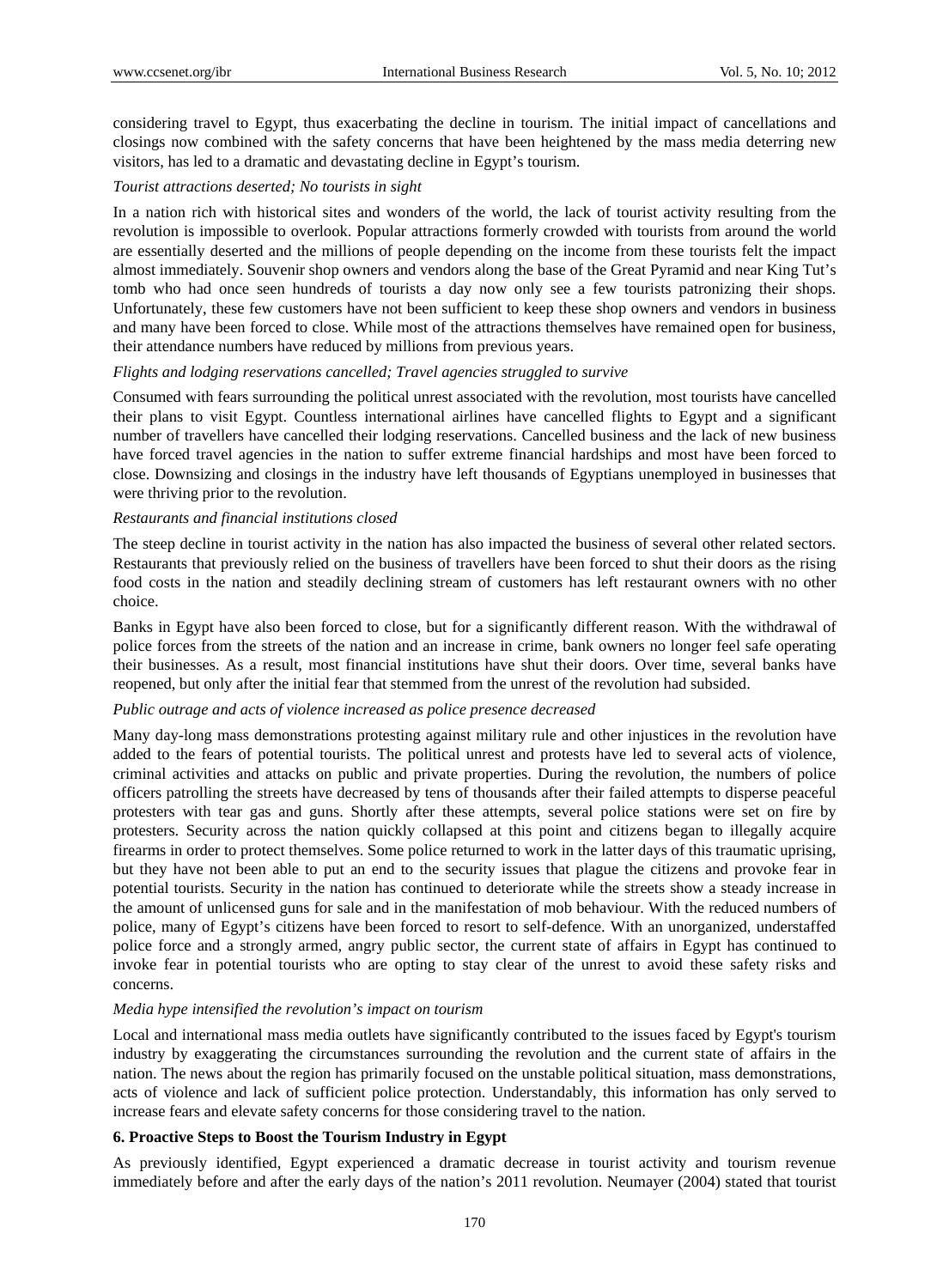considering travel to Egypt, thus exacerbating the decline in tourism. The initial impact of cancellations and closings now combined with the safety concerns that have been heightened by the mass media deterring new visitors, has led to a dramatic and devastating decline in Egypt's tourism.

*Tourist attractions deserted; No tourists in sight*

In a nation rich with historical sites and wonders of the world, the lack of tourist activity resulting from the revolution is impossible to overlook. Popular attractions formerly crowded with tourists from around the world are essentially deserted and the millions of people depending on the income from these tourists felt the impact almost immediately. Souvenir shop owners and vendors along the base of the Great Pyramid and near King Tut's tomb who had once seen hundreds of tourists a day now only see a few tourists patronizing their shops. Unfortunately, these few customers have not been sufficient to keep these shop owners and vendors in business and many have been forced to close. While most of the attractions themselves have remained open for business, their attendance numbers have reduced by millions from previous years.

*Flights and lodging reservations cancelled; Travel agencies struggled to survive*

Consumed with fears surrounding the political unrest associated with the revolution, most tourists have cancelled their plans to visit Egypt. Countless international airlines have cancelled flights to Egypt and a significant number of travellers have cancelled their lodging reservations. Cancelled business and the lack of new business have forced travel agencies in the nation to suffer extreme financial hardships and most have been forced to close. Downsizing and closings in the industry have left thousands of Egyptians unemployed in businesses that were thriving prior to the revolution.

*Restaurants and financial institutions closed*

The steep decline in tourist activity in the nation has also impacted the business of several other related sectors. Restaurants that previously relied on the business of travellers have been forced to shut their doors as the rising food costs in the nation and steadily declining stream of customers has left restaurant owners with no other choice.

Banks in Egypt have also been forced to close, but for a significantly different reason. With the withdrawal of police forces from the streets of the nation and an increase in crime, bank owners no longer feel safe operating their businesses. As a result, most financial institutions have shut their doors. Over time, several banks have reopened, but only after the initial fear that stemmed from the unrest of the revolution had subsided.

*Public outrage and acts of violence increased as police presence decreased*

Many day-long mass demonstrations protesting against military rule and other injustices in the revolution have added to the fears of potential tourists. The political unrest and protests have led to several acts of violence, criminal activities and attacks on public and private properties. During the revolution, the numbers of police officers patrolling the streets have decreased by tens of thousands after their failed attempts to disperse peaceful protesters with tear gas and guns. Shortly after these attempts, several police stations were set on fire by protesters. Security across the nation quickly collapsed at this point and citizens began to illegally acquire firearms in order to protect themselves. Some police returned to work in the latter days of this traumatic uprising, but they have not been able to put an end to the security issues that plague the citizens and provoke fear in potential tourists. Security in the nation has continued to deteriorate while the streets show a steady increase in the amount of unlicensed guns for sale and in the manifestation of mob behaviour. With the reduced numbers of police, many of Egypt's citizens have been forced to resort to self-defence. With an unorganized, understaffed police force and a strongly armed, angry public sector, the current state of affairs in Egypt has continued to invoke fear in potential tourists who are opting to stay clear of the unrest to avoid these safety risks and concerns.

*Media hype intensified the revolution's impact on tourism*

Local and international mass media outlets have significantly contributed to the issues faced by Egypt's tourism industry by exaggerating the circumstances surrounding the revolution and the current state of affairs in the nation. The news about the region has primarily focused on the unstable political situation, mass demonstrations, acts of violence and lack of sufficient police protection. Understandably, this information has only served to increase fears and elevate safety concerns for those considering travel to the nation.

## 6. Proactive Steps to Boost the Tourism Industry in Egypt

As previously identified, Egypt experienced a dramatic decrease in tourist activity and tourism revenue immediately before and after the early days of the nation's 2011 revolution. Neumayer (2004) stated that tourist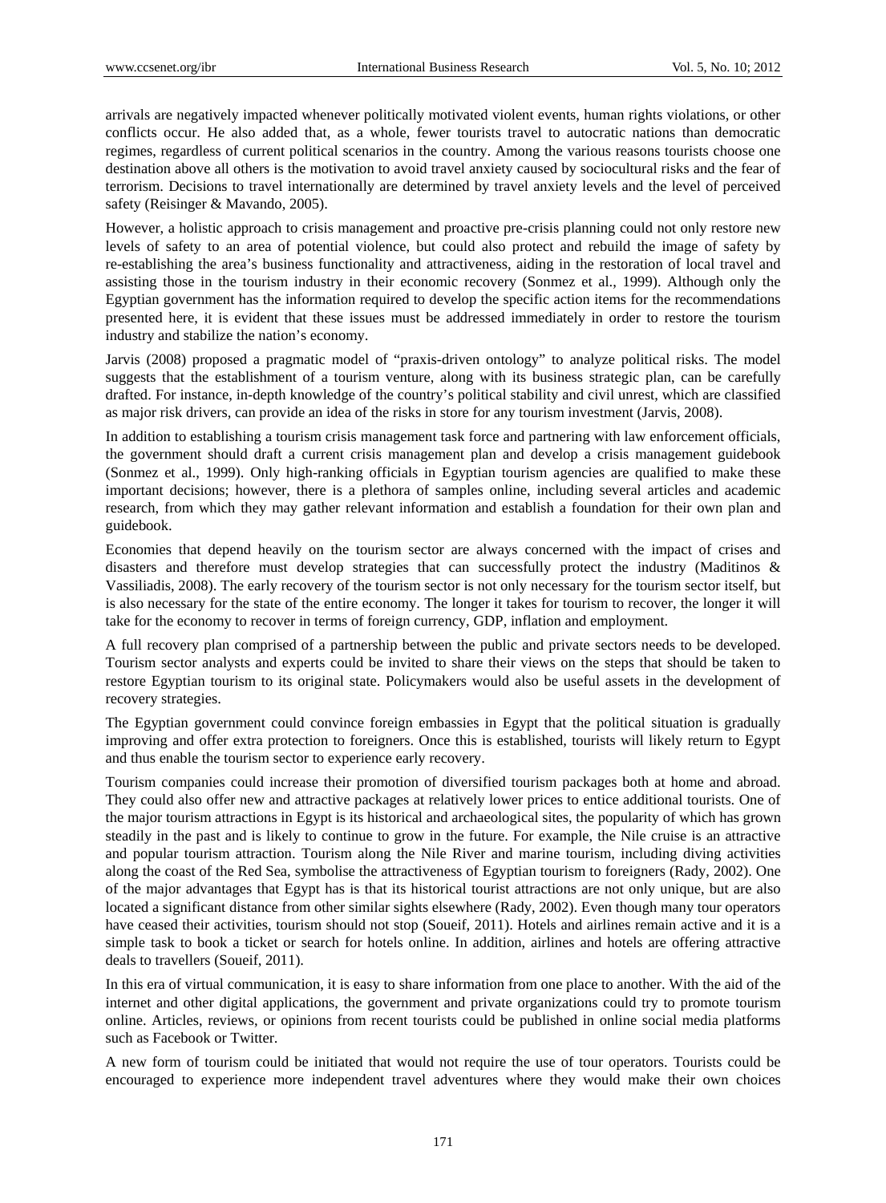arrivals are negatively impacted whenever politically motivated violent events, human rights violations, or other conflicts occur. He also added that, as a whole, fewer tourists travel to autocratic nations than democratic regimes, regardless of current political scenarios in the country. Among the various reasons tourists choose one destination above all others is the motivation to avoid travel anxiety caused by sociocultural risks and the fear of terrorism. Decisions to travel internationally are determined by travel anxiety levels and the level of perceived safety (Reisinger & Mavando, 2005).

However, a holistic approach to crisis management and proactive pre-crisis planning could not only restore new levels of safety to an area of potential violence, but could also protect and rebuild the image of safety by re-establishing the area's business functionality and attractiveness, aiding in the restoration of local travel and assisting those in the tourism industry in their economic recovery (Sonmez et al., 1999). Although only the Egyptian government has the information required to develop the specific action items for the recommendations presented here, it is evident that these issues must be addressed immediately in order to restore the tourism industry and stabilize the nation's economy.

Jarvis (2008) proposed a pragmatic model of "praxis-driven ontology" to analyze political risks. The model suggests that the establishment of a tourism venture, along with its business strategic plan, can be carefully drafted. For instance, in-depth knowledge of the country's political stability and civil unrest, which are classified as major risk drivers, can provide an idea of the risks in store for any tourism investment (Jarvis, 2008).

In addition to establishing a tourism crisis management task force and partnering with law enforcement officials, the government should draft a current crisis management plan and develop a crisis management guidebook (Sonmez et al., 1999). Only high-ranking officials in Egyptian tourism agencies are qualified to make these important decisions; however, there is a plethora of samples online, including several articles and academic research, from which they may gather relevant information and establish a foundation for their own plan and guidebook.

Economies that depend heavily on the tourism sector are always concerned with the impact of crises and disasters and therefore must develop strategies that can successfully protect the industry (Maditinos & Vassiliadis, 2008). The early recovery of the tourism sector is not only necessary for the tourism sector itself, but is also necessary for the state of the entire economy. The longer it takes for tourism to recover, the longer it will take for the economy to recover in terms of foreign currency, GDP, inflation and employment.

A full recovery plan comprised of a partnership between the public and private sectors needs to be developed. Tourism sector analysts and experts could be invited to share their views on the steps that should be taken to restore Egyptian tourism to its original state. Policymakers would also be useful assets in the development of recovery strategies.

The Egyptian government could convince foreign embassies in Egypt that the political situation is gradually improving and offer extra protection to foreigners. Once this is established, tourists will likely return to Egypt and thus enable the tourism sector to experience early recovery.

Tourism companies could increase their promotion of diversified tourism packages both at home and abroad. They could also offer new and attractive packages at relatively lower prices to entice additional tourists. One of the major tourism attractions in Egypt is its historical and archaeological sites, the popularity of which has grown steadily in the past and is likely to continue to grow in the future. For example, the Nile cruise is an attractive and popular tourism attraction. Tourism along the Nile River and marine tourism, including diving activities along the coast of the Red Sea, symbolise the attractiveness of Egyptian tourism to foreigners (Rady, 2002). One of the major advantages that Egypt has is that its historical tourist attractions are not only unique, but are also located a significant distance from other similar sights elsewhere (Rady, 2002). Even though many tour operators have ceased their activities, tourism should not stop (Soueif, 2011). Hotels and airlines remain active and it is a simple task to book a ticket or search for hotels online. In addition, airlines and hotels are offering attractive deals to travellers (Soueif, 2011).

In this era of virtual communication, it is easy to share information from one place to another. With the aid of the internet and other digital applications, the government and private organizations could try to promote tourism online. Articles, reviews, or opinions from recent tourists could be published in online social media platforms such as Facebook or Twitter.

A new form of tourism could be initiated that would not require the use of tour operators. Tourists could be encouraged to experience more independent travel adventures where they would make their own choices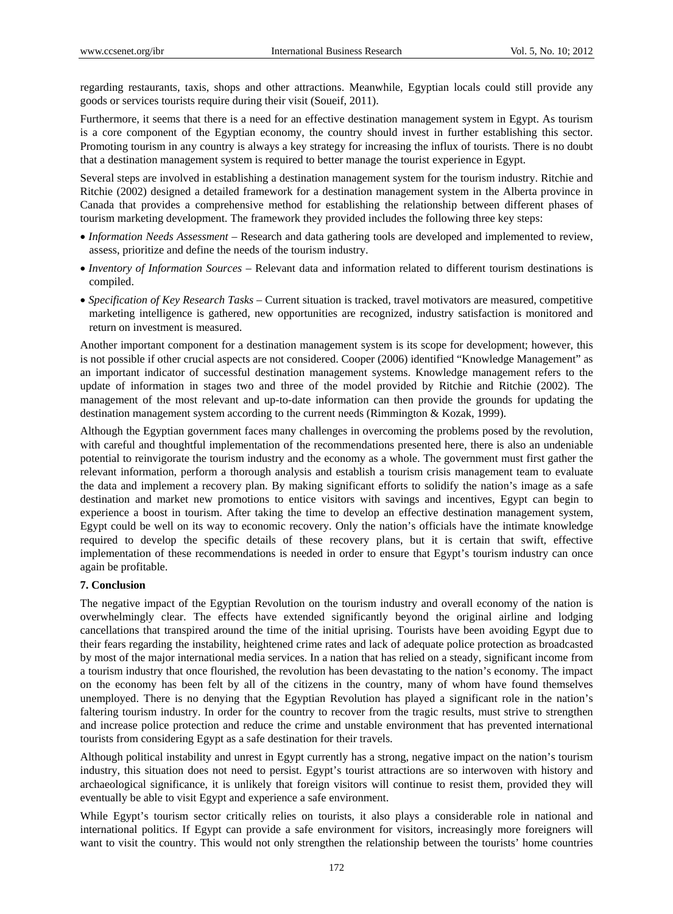regarding restaurants, taxis, shops and other attractions. Meanwhile, Egyptian locals could still provide any goods or services tourists require during their visit (Soueif, 2011).

Furthermore, it seems that there is a need for an effective destination management system in Egypt. As tourism is a core component of the Egyptian economy, the country should invest in further establishing this sector. Promoting tourism in any country is always a key strategy for increasing the influx of tourists. There is no doubt that a destination management system is required to better manage the tourist experience in Egypt.

Several steps are involved in establishing a destination management system for the tourism industry. Ritchie and Ritchie (2002) designed a detailed framework for a destination management system in the Alberta province in Canada that provides a comprehensive method for establishing the relationship between different phases of tourism marketing development. The framework they provided includes the following three key steps:

- *Information Needs Assessment* – Research and data gathering tools are developed and implemented to review, assess, prioritize and define the needs of the tourism industry.
- *Inventory of Information Sources* – Relevant data and information related to different tourism destinations is compiled.
- *Specification of Key Research Tasks* – Current situation is tracked, travel motivators are measured, competitive marketing intelligence is gathered, new opportunities are recognized, industry satisfaction is monitored and return on investment is measured.

Another important component for a destination management system is its scope for development; however, this is not possible if other crucial aspects are not considered. Cooper (2006) identified "Knowledge Management" as an important indicator of successful destination management systems. Knowledge management refers to the update of information in stages two and three of the model provided by Ritchie and Ritchie (2002). The management of the most relevant and up-to-date information can then provide the grounds for updating the destination management system according to the current needs (Rimmington & Kozak, 1999).

Although the Egyptian government faces many challenges in overcoming the problems posed by the revolution, with careful and thoughtful implementation of the recommendations presented here, there is also an undeniable potential to reinvigorate the tourism industry and the economy as a whole. The government must first gather the relevant information, perform a thorough analysis and establish a tourism crisis management team to evaluate the data and implement a recovery plan. By making significant efforts to solidify the nation's image as a safe destination and market new promotions to entice visitors with savings and incentives, Egypt can begin to experience a boost in tourism. After taking the time to develop an effective destination management system, Egypt could be well on its way to economic recovery. Only the nation's officials have the intimate knowledge required to develop the specific details of these recovery plans, but it is certain that swift, effective implementation of these recommendations is needed in order to ensure that Egypt's tourism industry can once again be profitable.

## 7. Conclusion

The negative impact of the Egyptian Revolution on the tourism industry and overall economy of the nation is overwhelmingly clear. The effects have extended significantly beyond the original airline and lodging cancellations that transpired around the time of the initial uprising. Tourists have been avoiding Egypt due to their fears regarding the instability, heightened crime rates and lack of adequate police protection as broadcasted by most of the major international media services. In a nation that has relied on a steady, significant income from a tourism industry that once flourished, the revolution has been devastating to the nation's economy. The impact on the economy has been felt by all of the citizens in the country, many of whom have found themselves unemployed. There is no denying that the Egyptian Revolution has played a significant role in the nation's faltering tourism industry. In order for the country to recover from the tragic results, must strive to strengthen and increase police protection and reduce the crime and unstable environment that has prevented international tourists from considering Egypt as a safe destination for their travels.

Although political instability and unrest in Egypt currently has a strong, negative impact on the nation's tourism industry, this situation does not need to persist. Egypt's tourist attractions are so interwoven with history and archaeological significance, it is unlikely that foreign visitors will continue to resist them, provided they will eventually be able to visit Egypt and experience a safe environment.

While Egypt's tourism sector critically relies on tourists, it also plays a considerable role in national and international politics. If Egypt can provide a safe environment for visitors, increasingly more foreigners will want to visit the country. This would not only strengthen the relationship between the tourists' home countries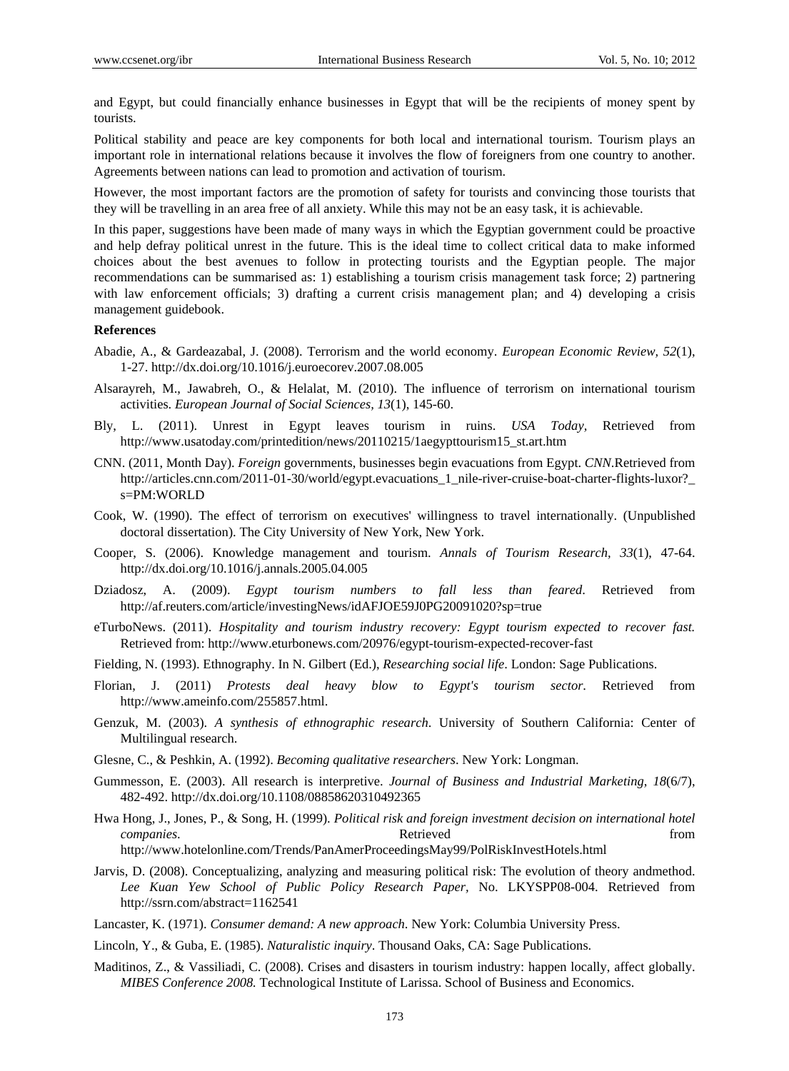and Egypt, but could financially enhance businesses in Egypt that will be the recipients of money spent by tourists.

Political stability and peace are key components for both local and international tourism. Tourism plays an important role in international relations because it involves the flow of foreigners from one country to another. Agreements between nations can lead to promotion and activation of tourism.

However, the most important factors are the promotion of safety for tourists and convincing those tourists that they will be travelling in an area free of all anxiety. While this may not be an easy task, it is achievable.

In this paper, suggestions have been made of many ways in which the Egyptian government could be proactive and help defray political unrest in the future. This is the ideal time to collect critical data to make informed choices about the best avenues to follow in protecting tourists and the Egyptian people. The major recommendations can be summarised as: 1) establishing a tourism crisis management task force; 2) partnering with law enforcement officials; 3) drafting a current crisis management plan; and 4) developing a crisis management guidebook.

**References**

Abadie, A., & Gardeazabal, J. (2008). Terrorism and the world economy. *European Economic Review, 52*(1), 1-27. http://dx.doi.org/10.1016/j.euroecorev.2007.08.005

Alsarayreh, M., Jawabreh, O., & Helalat, M. (2010). The influence of terrorism on international tourism activities. *European Journal of Social Sciences, 13*(1), 145-60.

Bly, L. (2011). Unrest in Egypt leaves tourism in ruins. *USA Today,* Retrieved from http://www.usatoday.com/printedition/news/20110215/1aegypttourism15_st.art.htm

CNN. (2011, Month Day). *Foreign* governments, businesses begin evacuations from Egypt. *CNN.*Retrieved from http://articles.cnn.com/2011-01-30/world/egypt.evacuations_1_nile-river-cruise-boat-charter-flights-luxor?_s=PM:WORLD

Cook, W. (1990). The effect of terrorism on executives' willingness to travel internationally. (Unpublished doctoral dissertation). The City University of New York, New York.

Cooper, S. (2006). Knowledge management and tourism. *Annals of Tourism Research, 33*(1), 47-64. http://dx.doi.org/10.1016/j.annals.2005.04.005

Dziadosz, A. (2009). *Egypt tourism numbers to fall less than feared*. Retrieved from http://af.reuters.com/article/investingNews/idAFJOE59J0PG20091020?sp=true

eTurboNews. (2011). *Hospitality and tourism industry recovery: Egypt tourism expected to recover fast.* Retrieved from: http://www.eturbonews.com/20976/egypt-tourism-expected-recover-fast

Fielding, N. (1993). Ethnography. In N. Gilbert (Ed.), *Researching social life*. London: Sage Publications.

Florian, J. (2011) *Protests deal heavy blow to Egypt's tourism sector*. Retrieved from http://www.ameinfo.com/255857.html.

Genzuk, M. (2003). *A synthesis of ethnographic research*. University of Southern California: Center of Multilingual research.

Glesne, C., & Peshkin, A. (1992). *Becoming qualitative researchers*. New York: Longman.

Gummesson, E. (2003). All research is interpretive. *Journal of Business and Industrial Marketing, 18*(6/7), 482-492. http://dx.doi.org/10.1108/08858620310492365

Hwa Hong, J., Jones, P., & Song, H. (1999). *Political risk and foreign investment decision on international hotel companies*. Retrieved from http://www.hotelonline.com/Trends/PanAmerProceedingsMay99/PolRiskInvestHotels.html

Jarvis, D. (2008). Conceptualizing, analyzing and measuring political risk: The evolution of theory andmethod. *Lee Kuan Yew School of Public Policy Research Paper*, No. LKYSPP08-004. Retrieved from http://ssrn.com/abstract=1162541

Lancaster, K. (1971). *Consumer demand: A new approach*. New York: Columbia University Press.

Lincoln, Y., & Guba, E. (1985). *Naturalistic inquiry*. Thousand Oaks, CA: Sage Publications.

Maditinos, Z., & Vassiliadi, C. (2008). Crises and disasters in tourism industry: happen locally, affect globally. *MIBES Conference 2008.* Technological Institute of Larissa. School of Business and Economics.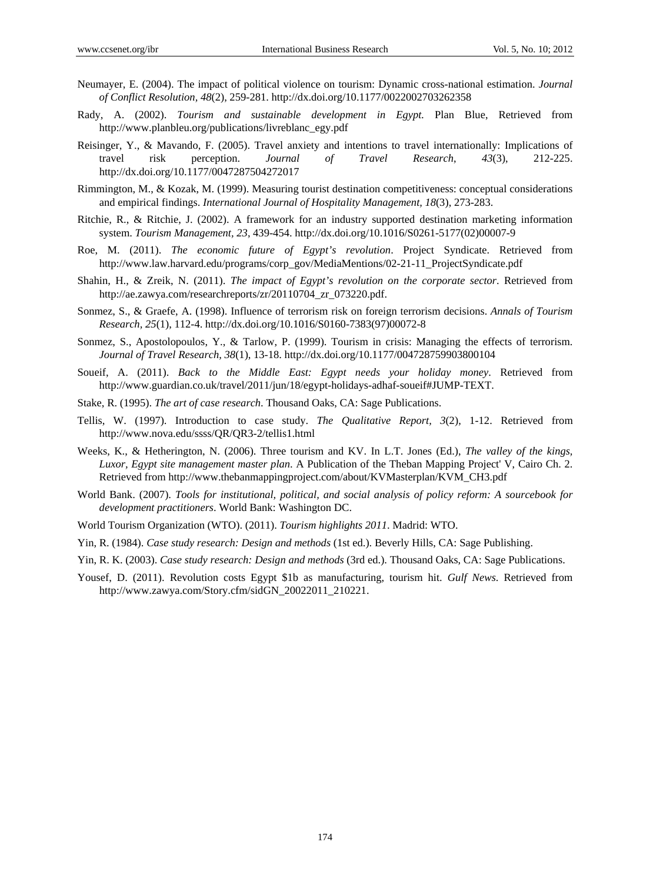Neumayer, E. (2004). The impact of political violence on tourism: Dynamic cross-national estimation. *Journal of Conflict Resolution, 48*(2), 259-281. http://dx.doi.org/10.1177/0022002703262358

Rady, A. (2002). *Tourism and sustainable development in Egypt.* Plan Blue, Retrieved from http://www.planbleu.org/publications/livreblanc_egy.pdf

Reisinger, Y., & Mavando, F. (2005). Travel anxiety and intentions to travel internationally: Implications of travel risk perception. *Journal of Travel Research*, *43*(3), 212-225. http://dx.doi.org/10.1177/0047287504272017

Rimmington, M., & Kozak, M. (1999). Measuring tourist destination competitiveness: conceptual considerations and empirical findings. *International Journal of Hospitality Management, 18*(3), 273-283.

Ritchie, R., & Ritchie, J. (2002). A framework for an industry supported destination marketing information system. *Tourism Management, 23*, 439-454. http://dx.doi.org/10.1016/S0261-5177(02)00007-9

Roe, M. (2011). *The economic future of Egypt's revolution*. Project Syndicate. Retrieved from http://www.law.harvard.edu/programs/corp_gov/MediaMentions/02-21-11_ProjectSyndicate.pdf

Shahin, H., & Zreik, N. (2011). *The impact of Egypt's revolution on the corporate sector*. Retrieved from http://ae.zawya.com/researchreports/zr/20110704_zr_073220.pdf.

Sonmez, S., & Graefe, A. (1998). Influence of terrorism risk on foreign terrorism decisions. *Annals of Tourism Research, 25*(1), 112-4. http://dx.doi.org/10.1016/S0160-7383(97)00072-8

Sonmez, S., Apostolopoulos, Y., & Tarlow, P. (1999). Tourism in crisis: Managing the effects of terrorism. *Journal of Travel Research, 38*(1), 13-18. http://dx.doi.org/10.1177/004728759903800104

Soueif, A. (2011). *Back to the Middle East: Egypt needs your holiday money*. Retrieved from http://www.guardian.co.uk/travel/2011/jun/18/egypt-holidays-adhaf-soueif#JUMP-TEXT.

Stake, R. (1995). *The art of case research*. Thousand Oaks, CA: Sage Publications.

Tellis, W. (1997). Introduction to case study. *The Qualitative Report, 3*(2), 1-12. Retrieved from http://www.nova.edu/ssss/QR/QR3-2/tellis1.html

Weeks, K., & Hetherington, N. (2006). Three tourism and KV. In L.T. Jones (Ed.), *The valley of the kings, Luxor, Egypt site management master plan*. A Publication of the Theban Mapping Project' V, Cairo Ch. 2. Retrieved from http://www.thebanmappingproject.com/about/KVMasterplan/KVM_CH3.pdf

World Bank. (2007). *Tools for institutional, political, and social analysis of policy reform: A sourcebook for development practitioners*. World Bank: Washington DC.

World Tourism Organization (WTO). (2011). *Tourism highlights 2011*. Madrid: WTO.

Yin, R. (1984). *Case study research: Design and methods* (1st ed.). Beverly Hills, CA: Sage Publishing.

Yin, R. K. (2003). *Case study research: Design and methods* (3rd ed.). Thousand Oaks, CA: Sage Publications.

Yousef, D. (2011). Revolution costs Egypt $1b as manufacturing, tourism hit. *Gulf News*. Retrieved from http://www.zawya.com/Story.cfm/sidGN_20022011_210221.